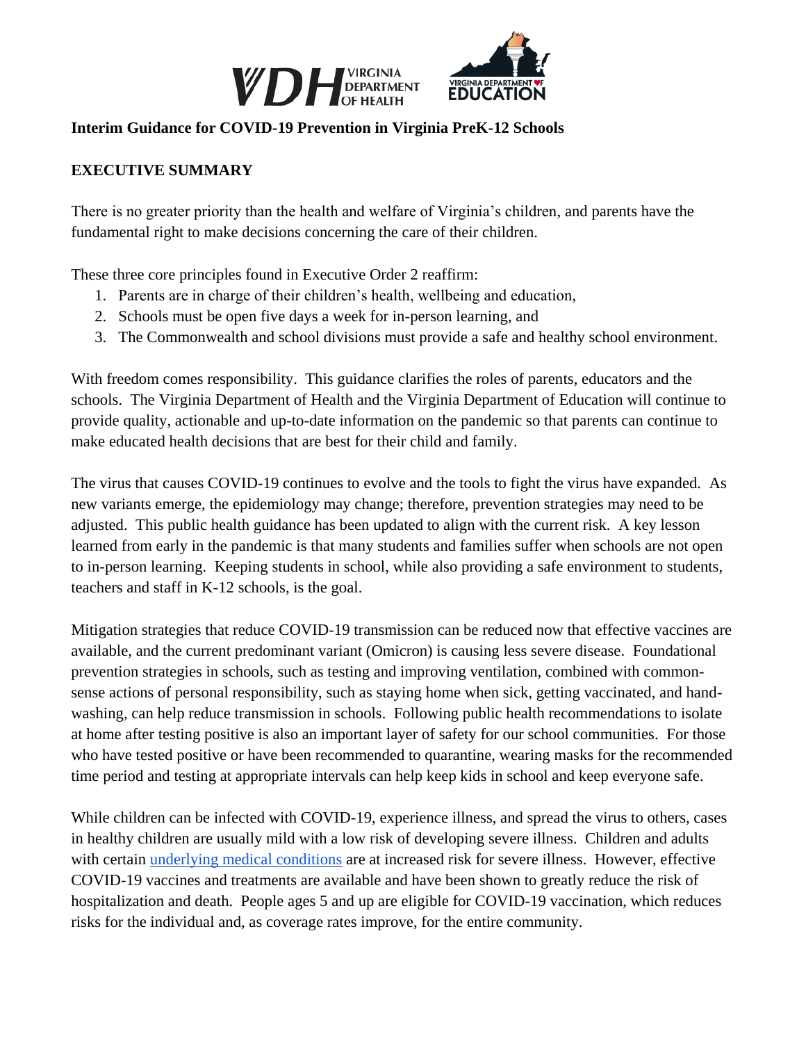# Interim Guidance for COVID-19 Prevention in Virginia PreK-12 Schools

## EXECUTIVE SUMMARY

There is no greater priority than the health and welfare of Virginia's children, and parents have the fundamental right to make decisions concerning the care of their children.

These three core principles found in Executive Order 2 reaffirm:

1. Parents are in charge of their children's health, wellbeing and education,
2. Schools must be open five days a week for in-person learning, and
3. The Commonwealth and school divisions must provide a safe and healthy school environment.

With freedom comes responsibility. This guidance clarifies the roles of parents, educators and the schools. The Virginia Department of Health and the Virginia Department of Education will continue to provide quality, actionable and up-to-date information on the pandemic so that parents can continue to make educated health decisions that are best for their child and family.

The virus that causes COVID-19 continues to evolve and the tools to fight the virus have expanded. As new variants emerge, the epidemiology may change; therefore, prevention strategies may need to be adjusted. This public health guidance has been updated to align with the current risk. A key lesson learned from early in the pandemic is that many students and families suffer when schools are not open to in-person learning. Keeping students in school, while also providing a safe environment to students, teachers and staff in K-12 schools, is the goal.

Mitigation strategies that reduce COVID-19 transmission can be reduced now that effective vaccines are available, and the current predominant variant (Omicron) is causing less severe disease. Foundational prevention strategies in schools, such as testing and improving ventilation, combined with common-sense actions of personal responsibility, such as staying home when sick, getting vaccinated, and hand-washing, can help reduce transmission in schools. Following public health recommendations to isolate at home after testing positive is also an important layer of safety for our school communities. For those who have tested positive or have been recommended to quarantine, wearing masks for the recommended time period and testing at appropriate intervals can help keep kids in school and keep everyone safe.

While children can be infected with COVID-19, experience illness, and spread the virus to others, cases in healthy children are usually mild with a low risk of developing severe illness. Children and adults with certain underlying medical conditions are at increased risk for severe illness. However, effective COVID-19 vaccines and treatments are available and have been shown to greatly reduce the risk of hospitalization and death. People ages 5 and up are eligible for COVID-19 vaccination, which reduces risks for the individual and, as coverage rates improve, for the entire community.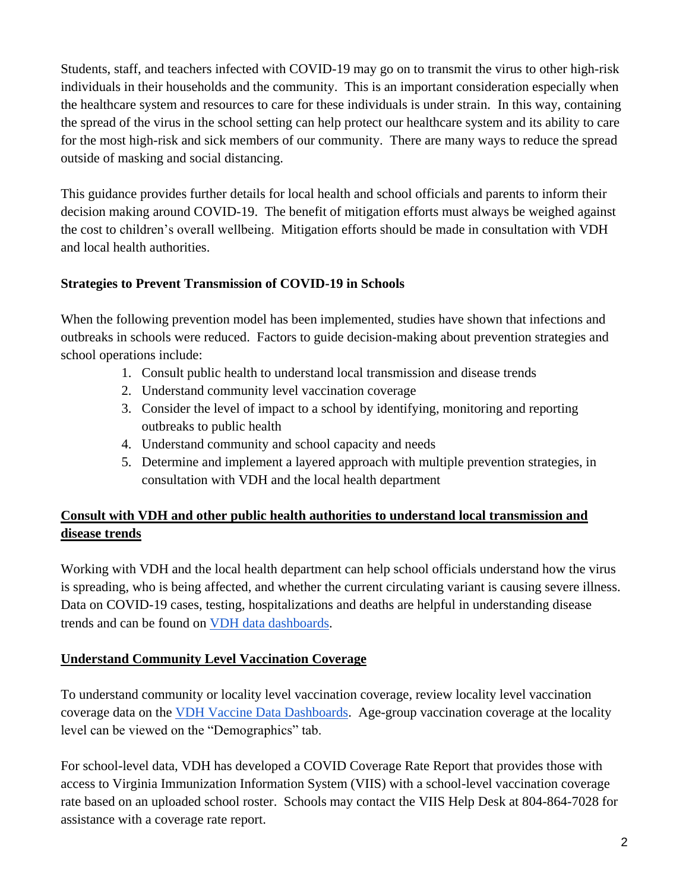Students, staff, and teachers infected with COVID-19 may go on to transmit the virus to other high-risk individuals in their households and the community. This is an important consideration especially when the healthcare system and resources to care for these individuals is under strain. In this way, containing the spread of the virus in the school setting can help protect our healthcare system and its ability to care for the most high-risk and sick members of our community. There are many ways to reduce the spread outside of masking and social distancing.

This guidance provides further details for local health and school officials and parents to inform their decision making around COVID-19. The benefit of mitigation efforts must always be weighed against the cost to children's overall wellbeing. Mitigation efforts should be made in consultation with VDH and local health authorities.

**Strategies to Prevent Transmission of COVID-19 in Schools**

When the following prevention model has been implemented, studies have shown that infections and outbreaks in schools were reduced. Factors to guide decision-making about prevention strategies and school operations include:

1. Consult public health to understand local transmission and disease trends
2. Understand community level vaccination coverage
3. Consider the level of impact to a school by identifying, monitoring and reporting outbreaks to public health
4. Understand community and school capacity and needs
5. Determine and implement a layered approach with multiple prevention strategies, in consultation with VDH and the local health department

## Consult with VDH and other public health authorities to understand local transmission and disease trends

Working with VDH and the local health department can help school officials understand how the virus is spreading, who is being affected, and whether the current circulating variant is causing severe illness. Data on COVID-19 cases, testing, hospitalizations and deaths are helpful in understanding disease trends and can be found on VDH data dashboards.

## Understand Community Level Vaccination Coverage

To understand community or locality level vaccination coverage, review locality level vaccination coverage data on the VDH Vaccine Data Dashboards. Age-group vaccination coverage at the locality level can be viewed on the "Demographics" tab.

For school-level data, VDH has developed a COVID Coverage Rate Report that provides those with access to Virginia Immunization Information System (VIIS) with a school-level vaccination coverage rate based on an uploaded school roster. Schools may contact the VIIS Help Desk at 804-864-7028 for assistance with a coverage rate report.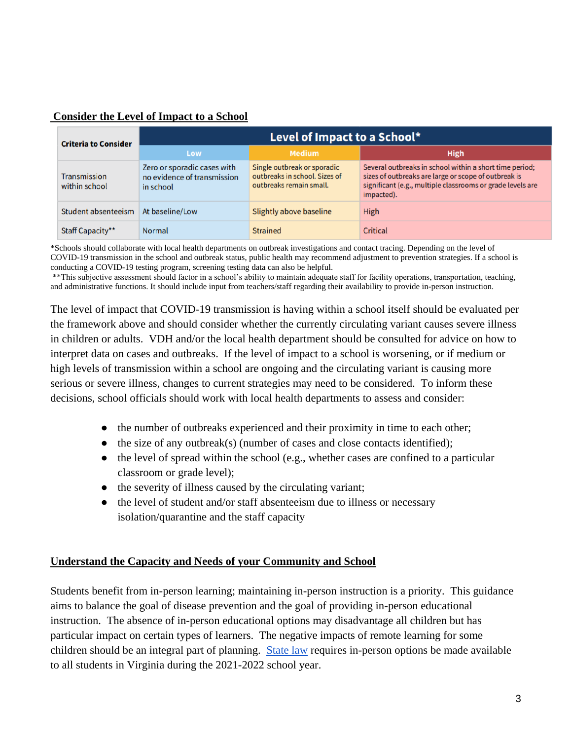## Consider the Level of Impact to a School

| Criteria to Consider | Level of Impact to a School* | | |
|---|---|---|---|
| | Low | Medium | High |
| Transmission within school | Zero or sporadic cases with no evidence of transmission in school | Single outbreak or sporadic outbreaks in school. Sizes of outbreaks remain small. | Several outbreaks in school within a short time period; sizes of outbreaks are large or scope of outbreak is significant (e.g., multiple classrooms or grade levels are impacted). |
| Student absenteeism | At baseline/Low | Slightly above baseline | High |
| Staff Capacity** | Normal | Strained | Critical |

*Schools should collaborate with local health departments on outbreak investigations and contact tracing. Depending on the level of COVID-19 transmission in the school and outbreak status, public health may recommend adjustment to prevention strategies. If a school is conducting a COVID-19 testing program, screening testing data can also be helpful.

**This subjective assessment should factor in a school's ability to maintain adequate staff for facility operations, transportation, teaching, and administrative functions. It should include input from teachers/staff regarding their availability to provide in-person instruction.

The level of impact that COVID-19 transmission is having within a school itself should be evaluated per the framework above and should consider whether the currently circulating variant causes severe illness in children or adults. VDH and/or the local health department should be consulted for advice on how to interpret data on cases and outbreaks. If the level of impact to a school is worsening, or if medium or high levels of transmission within a school are ongoing and the circulating variant is causing more serious or severe illness, changes to current strategies may need to be considered. To inform these decisions, school officials should work with local health departments to assess and consider:

- the number of outbreaks experienced and their proximity in time to each other;
- the size of any outbreak(s) (number of cases and close contacts identified);
- the level of spread within the school (e.g., whether cases are confined to a particular classroom or grade level);
- the severity of illness caused by the circulating variant;
- the level of student and/or staff absenteeism due to illness or necessary isolation/quarantine and the staff capacity

## Understand the Capacity and Needs of your Community and School

Students benefit from in-person learning; maintaining in-person instruction is a priority. This guidance aims to balance the goal of disease prevention and the goal of providing in-person educational instruction. The absence of in-person educational options may disadvantage all children but has particular impact on certain types of learners. The negative impacts of remote learning for some children should be an integral part of planning. State law requires in-person options be made available to all students in Virginia during the 2021-2022 school year.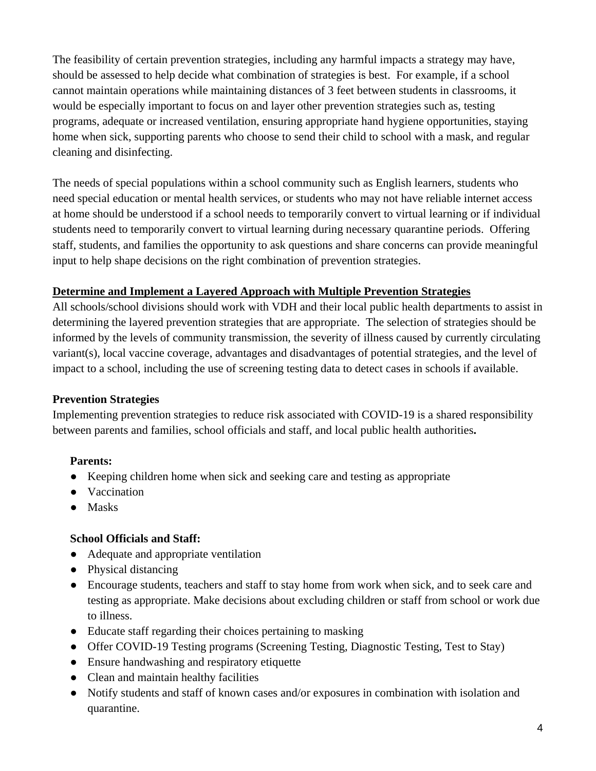The feasibility of certain prevention strategies, including any harmful impacts a strategy may have, should be assessed to help decide what combination of strategies is best. For example, if a school cannot maintain operations while maintaining distances of 3 feet between students in classrooms, it would be especially important to focus on and layer other prevention strategies such as, testing programs, adequate or increased ventilation, ensuring appropriate hand hygiene opportunities, staying home when sick, supporting parents who choose to send their child to school with a mask, and regular cleaning and disinfecting.

The needs of special populations within a school community such as English learners, students who need special education or mental health services, or students who may not have reliable internet access at home should be understood if a school needs to temporarily convert to virtual learning or if individual students need to temporarily convert to virtual learning during necessary quarantine periods. Offering staff, students, and families the opportunity to ask questions and share concerns can provide meaningful input to help shape decisions on the right combination of prevention strategies.

**<u>Determine and Implement a Layered Approach with Multiple Prevention Strategies</u>**

All schools/school divisions should work with VDH and their local public health departments to assist in determining the layered prevention strategies that are appropriate. The selection of strategies should be informed by the levels of community transmission, the severity of illness caused by currently circulating variant(s), local vaccine coverage, advantages and disadvantages of potential strategies, and the level of impact to a school, including the use of screening testing data to detect cases in schools if available.

**Prevention Strategies**

Implementing prevention strategies to reduce risk associated with COVID-19 is a shared responsibility between parents and families, school officials and staff, and local public health authorities**.**

**Parents:**

- Keeping children home when sick and seeking care and testing as appropriate
- Vaccination
- Masks

**School Officials and Staff:**

- Adequate and appropriate ventilation
- Physical distancing
- Encourage students, teachers and staff to stay home from work when sick, and to seek care and testing as appropriate. Make decisions about excluding children or staff from school or work due to illness.
- Educate staff regarding their choices pertaining to masking
- Offer COVID-19 Testing programs (Screening Testing, Diagnostic Testing, Test to Stay)
- Ensure handwashing and respiratory etiquette
- Clean and maintain healthy facilities
- Notify students and staff of known cases and/or exposures in combination with isolation and quarantine.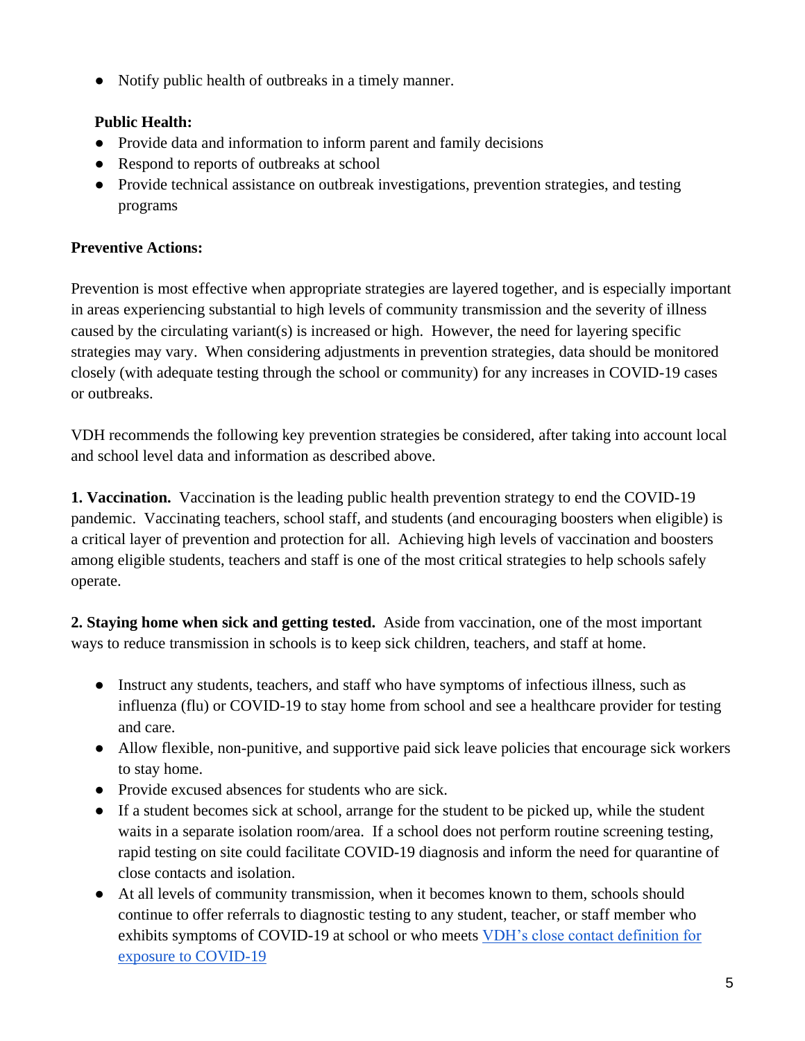- Notify public health of outbreaks in a timely manner.

**Public Health:**

- Provide data and information to inform parent and family decisions
- Respond to reports of outbreaks at school
- Provide technical assistance on outbreak investigations, prevention strategies, and testing programs

**Preventive Actions:**

Prevention is most effective when appropriate strategies are layered together, and is especially important in areas experiencing substantial to high levels of community transmission and the severity of illness caused by the circulating variant(s) is increased or high. However, the need for layering specific strategies may vary. When considering adjustments in prevention strategies, data should be monitored closely (with adequate testing through the school or community) for any increases in COVID-19 cases or outbreaks.

VDH recommends the following key prevention strategies be considered, after taking into account local and school level data and information as described above.

**1. Vaccination.** Vaccination is the leading public health prevention strategy to end the COVID-19 pandemic. Vaccinating teachers, school staff, and students (and encouraging boosters when eligible) is a critical layer of prevention and protection for all. Achieving high levels of vaccination and boosters among eligible students, teachers and staff is one of the most critical strategies to help schools safely operate.

**2. Staying home when sick and getting tested.** Aside from vaccination, one of the most important ways to reduce transmission in schools is to keep sick children, teachers, and staff at home.

- Instruct any students, teachers, and staff who have symptoms of infectious illness, such as influenza (flu) or COVID-19 to stay home from school and see a healthcare provider for testing and care.
- Allow flexible, non-punitive, and supportive paid sick leave policies that encourage sick workers to stay home.
- Provide excused absences for students who are sick.
- If a student becomes sick at school, arrange for the student to be picked up, while the student waits in a separate isolation room/area. If a school does not perform routine screening testing, rapid testing on site could facilitate COVID-19 diagnosis and inform the need for quarantine of close contacts and isolation.
- At all levels of community transmission, when it becomes known to them, schools should continue to offer referrals to diagnostic testing to any student, teacher, or staff member who exhibits symptoms of COVID-19 at school or who meets VDH's close contact definition for exposure to COVID-19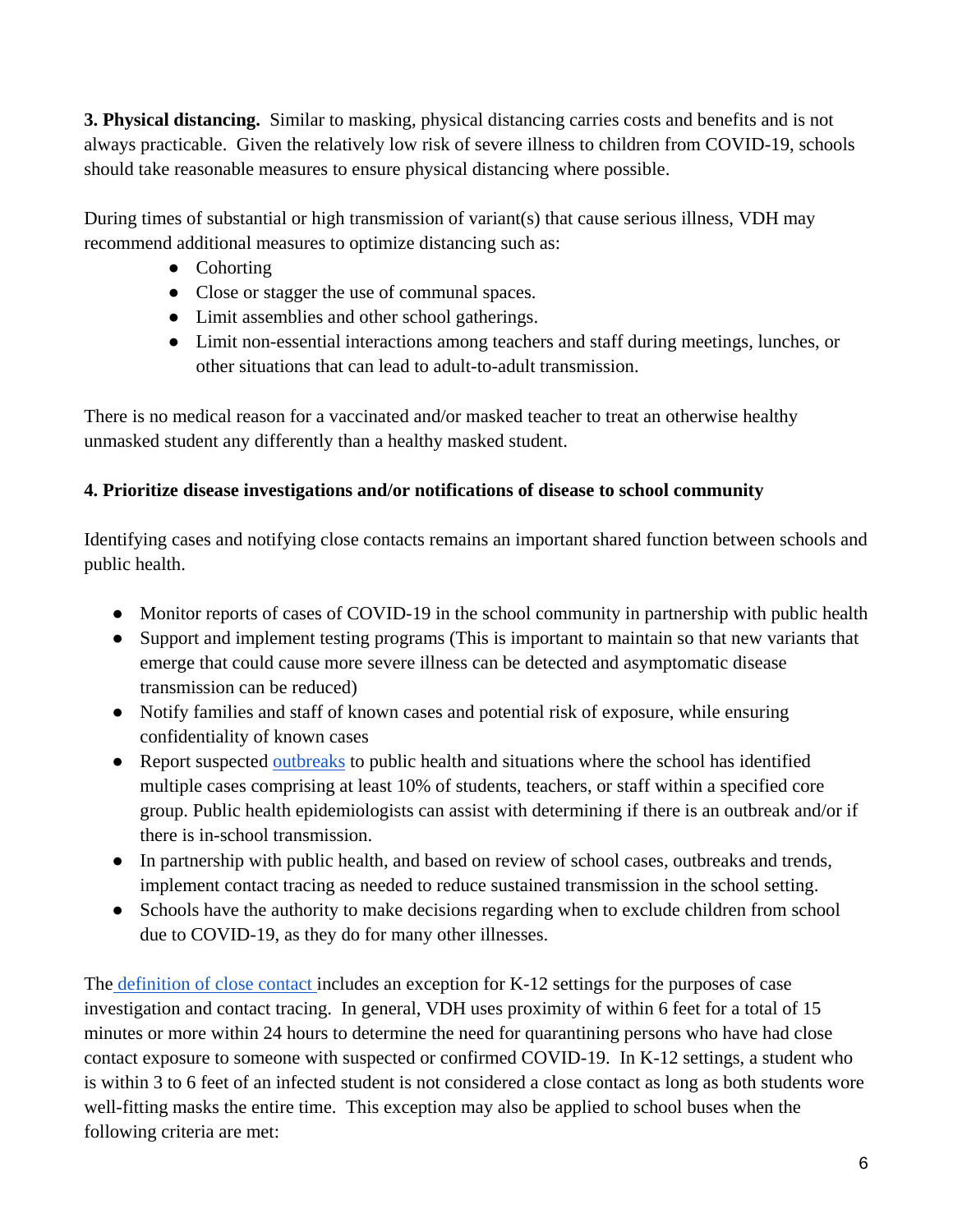**3. Physical distancing.** Similar to masking, physical distancing carries costs and benefits and is not always practicable. Given the relatively low risk of severe illness to children from COVID-19, schools should take reasonable measures to ensure physical distancing where possible.

During times of substantial or high transmission of variant(s) that cause serious illness, VDH may recommend additional measures to optimize distancing such as:

- Cohorting
- Close or stagger the use of communal spaces.
- Limit assemblies and other school gatherings.
- Limit non-essential interactions among teachers and staff during meetings, lunches, or other situations that can lead to adult-to-adult transmission.

There is no medical reason for a vaccinated and/or masked teacher to treat an otherwise healthy unmasked student any differently than a healthy masked student.

**4. Prioritize disease investigations and/or notifications of disease to school community**

Identifying cases and notifying close contacts remains an important shared function between schools and public health.

- Monitor reports of cases of COVID-19 in the school community in partnership with public health
- Support and implement testing programs (This is important to maintain so that new variants that emerge that could cause more severe illness can be detected and asymptomatic disease transmission can be reduced)
- Notify families and staff of known cases and potential risk of exposure, while ensuring confidentiality of known cases
- Report suspected outbreaks to public health and situations where the school has identified multiple cases comprising at least 10% of students, teachers, or staff within a specified core group. Public health epidemiologists can assist with determining if there is an outbreak and/or if there is in-school transmission.
- In partnership with public health, and based on review of school cases, outbreaks and trends, implement contact tracing as needed to reduce sustained transmission in the school setting.
- Schools have the authority to make decisions regarding when to exclude children from school due to COVID-19, as they do for many other illnesses.

The definition of close contact includes an exception for K-12 settings for the purposes of case investigation and contact tracing. In general, VDH uses proximity of within 6 feet for a total of 15 minutes or more within 24 hours to determine the need for quarantining persons who have had close contact exposure to someone with suspected or confirmed COVID-19. In K-12 settings, a student who is within 3 to 6 feet of an infected student is not considered a close contact as long as both students wore well-fitting masks the entire time. This exception may also be applied to school buses when the following criteria are met: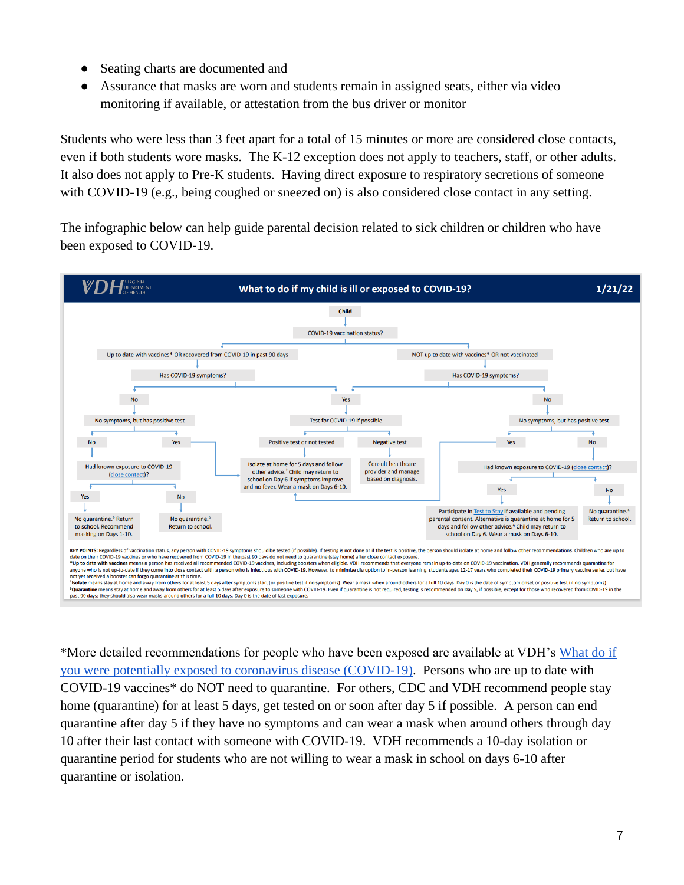- Seating charts are documented and
- Assurance that masks are worn and students remain in assigned seats, either via video monitoring if available, or attestation from the bus driver or monitor

Students who were less than 3 feet apart for a total of 15 minutes or more are considered close contacts, even if both students wore masks. The K-12 exception does not apply to teachers, staff, or other adults. It also does not apply to Pre-K students. Having direct exposure to respiratory secretions of someone with COVID-19 (e.g., being coughed or sneezed on) is also considered close contact in any setting.

The infographic below can help guide parental decision related to sick children or children who have been exposed to COVID-19.

**VDH** VIRGINIA DEPARTMENT OF HEALTH — **What to do if my child is ill or exposed to COVID-19?** — **1/21/22**

- Child → COVID-19 vaccination status?
  - **Up to date with vaccines* OR recovered from COVID-19 in past 90 days** → Has COVID-19 symptoms?
    - **No** → No symptoms, but has positive test
      - **No** → Had known exposure to COVID-19 (close contact)?
        - **Yes** → No quarantine.§ Return to school. Recommend masking on Days 1-10.
        - **No** → No quarantine.§ Return to school.
      - **Yes** → Isolate at home for 5 days and follow other advice.† Child may return to school on Day 6 if symptoms improve and no fever. Wear a mask on Days 6-10.
    - **Yes** → Test for COVID-19 if possible
  - **NOT up to date with vaccines* OR not vaccinated** → Has COVID-19 symptoms?
    - **Yes** → Test for COVID-19 if possible
    - **No** → No symptoms, but has positive test
      - **Yes** → Isolate at home for 5 days and follow other advice.† Child may return to school on Day 6 if symptoms improve and no fever. Wear a mask on Days 6-10.
      - **No** → Had known exposure to COVID-19 (close contact)?
        - **Yes** → Participate in Test to Stay if available and pending parental consent. Alternative is quarantine at home for 5 days and follow other advice.§ Child may return to school on Day 6. Wear a mask on Days 6-10.
        - **No** → No quarantine.§ Return to school.
- Test for COVID-19 if possible:
  - **Positive test or not tested** → Isolate at home for 5 days and follow other advice.† Child may return to school on Day 6 if symptoms improve and no fever. Wear a mask on Days 6-10.
  - **Negative test** → Consult healthcare provider and manage based on diagnosis.

**KEY POINTS:** Regardless of vaccination status, any person with COVID-19 symptoms should be tested (if possible). If testing is not done or if the test is positive, the person should isolate at home and follow other recommendations. Children who are up to date on their COVID-19 vaccines or who have recovered from COVID-19 in the past 90 days do not need to quarantine (stay home) after close contact exposure.

***Up to date with vaccines** means a person has received all recommended COVID-19 vaccines, including boosters when eligible. VDH recommends that everyone remain up-to-date on COVID-19 vaccination. VDH generally recommends quarantine for anyone who is not up-to-date if they come into close contact with a person who is infectious with COVID-19. However, to minimize disruption to in-person learning, students ages 12-17 years who completed their COVID-19 primary vaccine series but have not yet received a booster can forgo quarantine at this time.

†**Isolate** means stay at home and away from others for at least 5 days after symptoms start (or positive test if no symptoms). Wear a mask when around others for a full 10 days. Day 0 is the date of symptom onset or positive test (if no symptoms).

§**Quarantine** means stay at home and away from others for at least 5 days after exposure to someone with COVID-19. Even if quarantine is not required, testing is recommended on Day 5, if possible, except for those who recovered from COVID-19 in the past 90 days; they should also wear masks around others for a full 10 days. Day 0 is the date of last exposure.

*More detailed recommendations for people who have been exposed are available at VDH's [What do if you were potentially exposed to coronavirus disease (COVID-19)](). Persons who are up to date with COVID-19 vaccines* do NOT need to quarantine. For others, CDC and VDH recommend people stay home (quarantine) for at least 5 days, get tested on or soon after day 5 if possible. A person can end quarantine after day 5 if they have no symptoms and can wear a mask when around others through day 10 after their last contact with someone with COVID-19. VDH recommends a 10-day isolation or quarantine period for students who are not willing to wear a mask in school on days 6-10 after quarantine or isolation.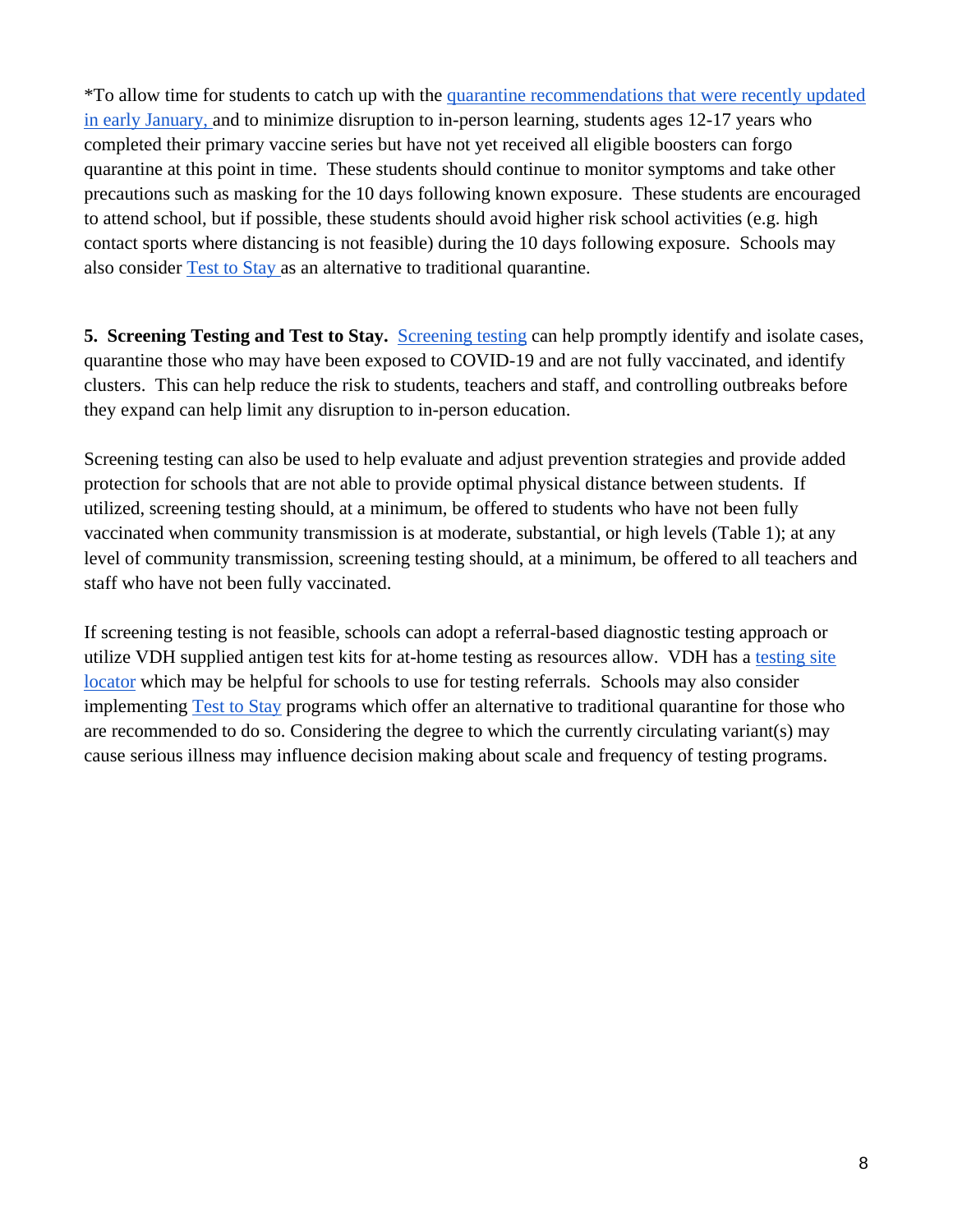*To allow time for students to catch up with the quarantine recommendations that were recently updated in early January, and to minimize disruption to in-person learning, students ages 12-17 years who completed their primary vaccine series but have not yet received all eligible boosters can forgo quarantine at this point in time. These students should continue to monitor symptoms and take other precautions such as masking for the 10 days following known exposure. These students are encouraged to attend school, but if possible, these students should avoid higher risk school activities (e.g. high contact sports where distancing is not feasible) during the 10 days following exposure. Schools may also consider Test to Stay as an alternative to traditional quarantine.

**5. Screening Testing and Test to Stay.** Screening testing can help promptly identify and isolate cases, quarantine those who may have been exposed to COVID-19 and are not fully vaccinated, and identify clusters. This can help reduce the risk to students, teachers and staff, and controlling outbreaks before they expand can help limit any disruption to in-person education.

Screening testing can also be used to help evaluate and adjust prevention strategies and provide added protection for schools that are not able to provide optimal physical distance between students. If utilized, screening testing should, at a minimum, be offered to students who have not been fully vaccinated when community transmission is at moderate, substantial, or high levels (Table 1); at any level of community transmission, screening testing should, at a minimum, be offered to all teachers and staff who have not been fully vaccinated.

If screening testing is not feasible, schools can adopt a referral-based diagnostic testing approach or utilize VDH supplied antigen test kits for at-home testing as resources allow. VDH has a testing site locator which may be helpful for schools to use for testing referrals. Schools may also consider implementing Test to Stay programs which offer an alternative to traditional quarantine for those who are recommended to do so. Considering the degree to which the currently circulating variant(s) may cause serious illness may influence decision making about scale and frequency of testing programs.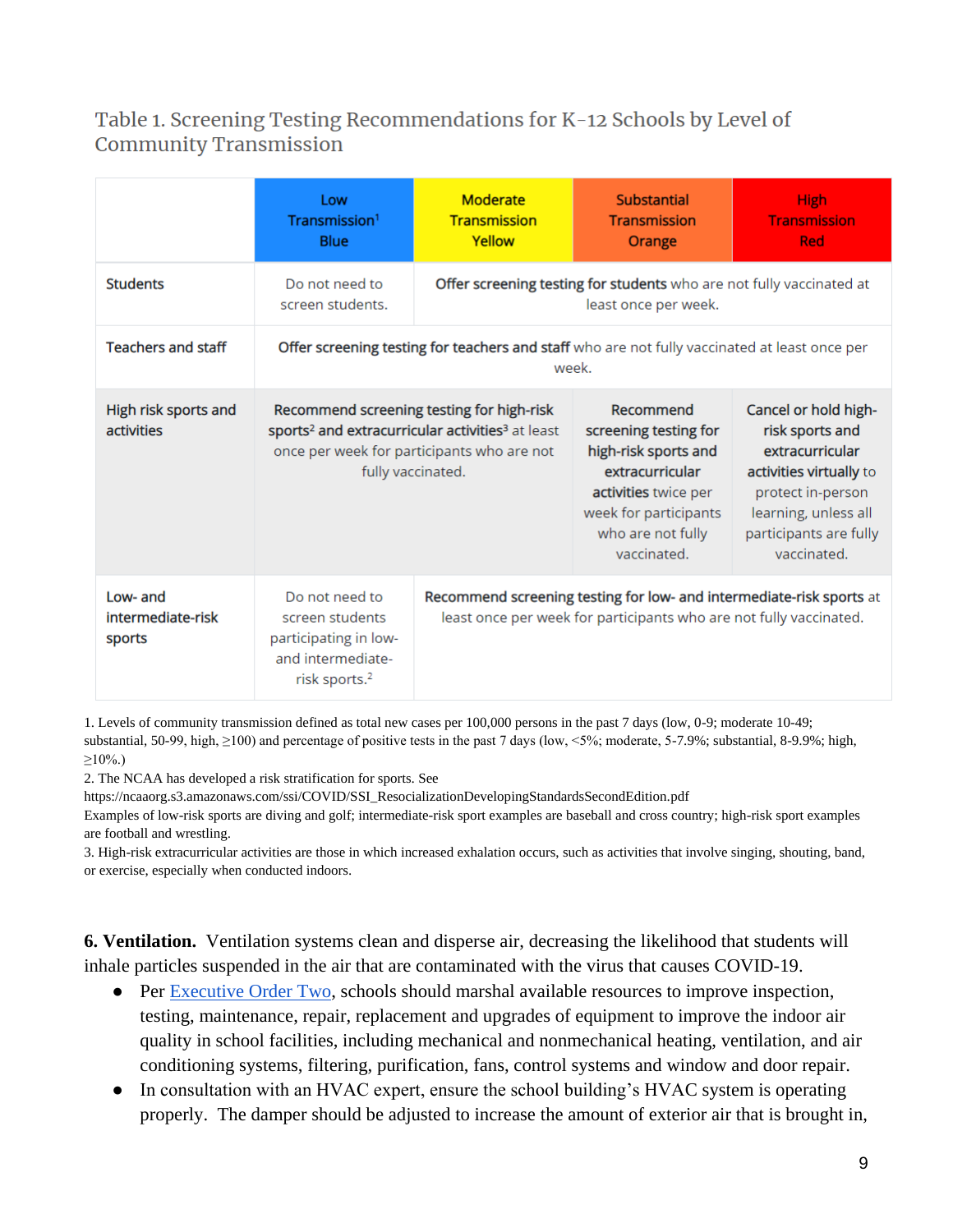### Table 1. Screening Testing Recommendations for K-12 Schools by Level of Community Transmission

| | Low Transmission[1] Blue | Moderate Transmission Yellow | Substantial Transmission Orange | High Transmission Red |
|---|---|---|---|---|
| Students | Do not need to screen students. | **Offer screening testing for students** who are not fully vaccinated at least once per week. | | |
| Teachers and staff | **Offer screening testing for teachers and staff** who are not fully vaccinated at least once per week. | | | |
| High risk sports and activities | **Recommend screening testing for high-risk sports[2] and extracurricular activities[3]** at least once per week for participants who are not fully vaccinated. | | **Recommend screening testing for high-risk sports and extracurricular activities** twice per week for participants who are not fully vaccinated. | **Cancel or hold high-risk sports and extracurricular activities virtually** to protect in-person learning, unless all participants are fully vaccinated. |
| Low- and intermediate-risk sports | Do not need to screen students participating in low- and intermediate-risk sports.[2] | **Recommend screening testing for low- and intermediate-risk sports** at least once per week for participants who are not fully vaccinated. | | |

1. Levels of community transmission defined as total new cases per 100,000 persons in the past 7 days (low, 0-9; moderate 10-49; substantial, 50-99, high, ≥100) and percentage of positive tests in the past 7 days (low, <5%; moderate, 5-7.9%; substantial, 8-9.9%; high, ≥10%.)
2. The NCAA has developed a risk stratification for sports. See https://ncaaorg.s3.amazonaws.com/ssi/COVID/SSI_ResocializationDevelopingStandardsSecondEdition.pdf
Examples of low-risk sports are diving and golf; intermediate-risk sport examples are baseball and cross country; high-risk sport examples are football and wrestling.
3. High-risk extracurricular activities are those in which increased exhalation occurs, such as activities that involve singing, shouting, band, or exercise, especially when conducted indoors.

**6. Ventilation.** Ventilation systems clean and disperse air, decreasing the likelihood that students will inhale particles suspended in the air that are contaminated with the virus that causes COVID-19.

- Per Executive Order Two, schools should marshal available resources to improve inspection, testing, maintenance, repair, replacement and upgrades of equipment to improve the indoor air quality in school facilities, including mechanical and nonmechanical heating, ventilation, and air conditioning systems, filtering, purification, fans, control systems and window and door repair.
- In consultation with an HVAC expert, ensure the school building's HVAC system is operating properly. The damper should be adjusted to increase the amount of exterior air that is brought in,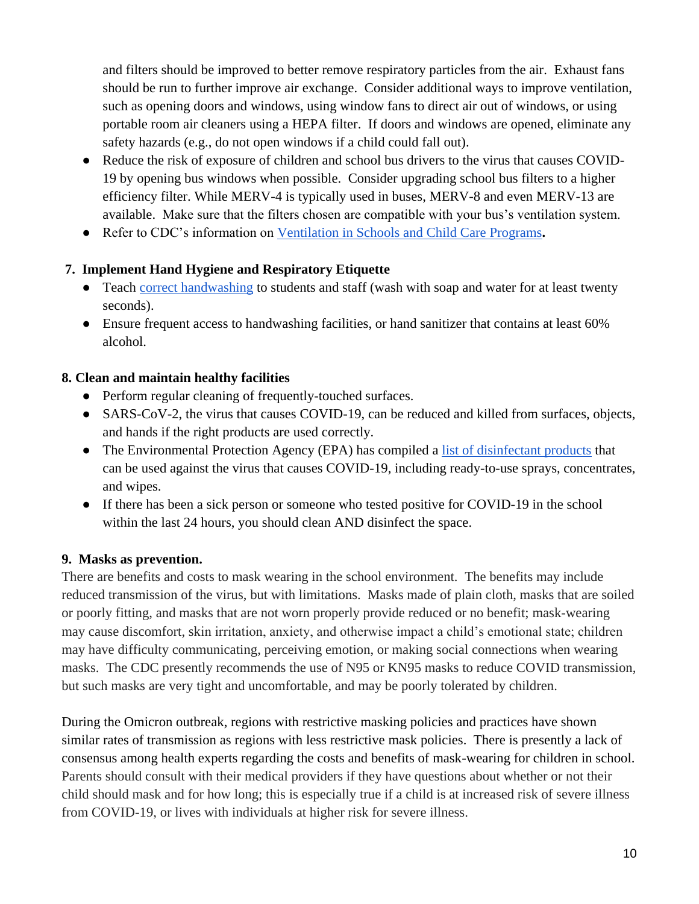and filters should be improved to better remove respiratory particles from the air. Exhaust fans should be run to further improve air exchange. Consider additional ways to improve ventilation, such as opening doors and windows, using window fans to direct air out of windows, or using portable room air cleaners using a HEPA filter. If doors and windows are opened, eliminate any safety hazards (e.g., do not open windows if a child could fall out).

- Reduce the risk of exposure of children and school bus drivers to the virus that causes COVID-19 by opening bus windows when possible. Consider upgrading school bus filters to a higher efficiency filter. While MERV-4 is typically used in buses, MERV-8 and even MERV-13 are available. Make sure that the filters chosen are compatible with your bus's ventilation system.
- Refer to CDC's information on Ventilation in Schools and Child Care Programs**.**

**7. Implement Hand Hygiene and Respiratory Etiquette**

- Teach correct handwashing to students and staff (wash with soap and water for at least twenty seconds).
- Ensure frequent access to handwashing facilities, or hand sanitizer that contains at least 60% alcohol.

**8. Clean and maintain healthy facilities**

- Perform regular cleaning of frequently-touched surfaces.
- SARS-CoV-2, the virus that causes COVID-19, can be reduced and killed from surfaces, objects, and hands if the right products are used correctly.
- The Environmental Protection Agency (EPA) has compiled a list of disinfectant products that can be used against the virus that causes COVID-19, including ready-to-use sprays, concentrates, and wipes.
- If there has been a sick person or someone who tested positive for COVID-19 in the school within the last 24 hours, you should clean AND disinfect the space.

**9. Masks as prevention.**

There are benefits and costs to mask wearing in the school environment. The benefits may include reduced transmission of the virus, but with limitations. Masks made of plain cloth, masks that are soiled or poorly fitting, and masks that are not worn properly provide reduced or no benefit; mask-wearing may cause discomfort, skin irritation, anxiety, and otherwise impact a child's emotional state; children may have difficulty communicating, perceiving emotion, or making social connections when wearing masks. The CDC presently recommends the use of N95 or KN95 masks to reduce COVID transmission, but such masks are very tight and uncomfortable, and may be poorly tolerated by children.

During the Omicron outbreak, regions with restrictive masking policies and practices have shown similar rates of transmission as regions with less restrictive mask policies. There is presently a lack of consensus among health experts regarding the costs and benefits of mask-wearing for children in school. Parents should consult with their medical providers if they have questions about whether or not their child should mask and for how long; this is especially true if a child is at increased risk of severe illness from COVID-19, or lives with individuals at higher risk for severe illness.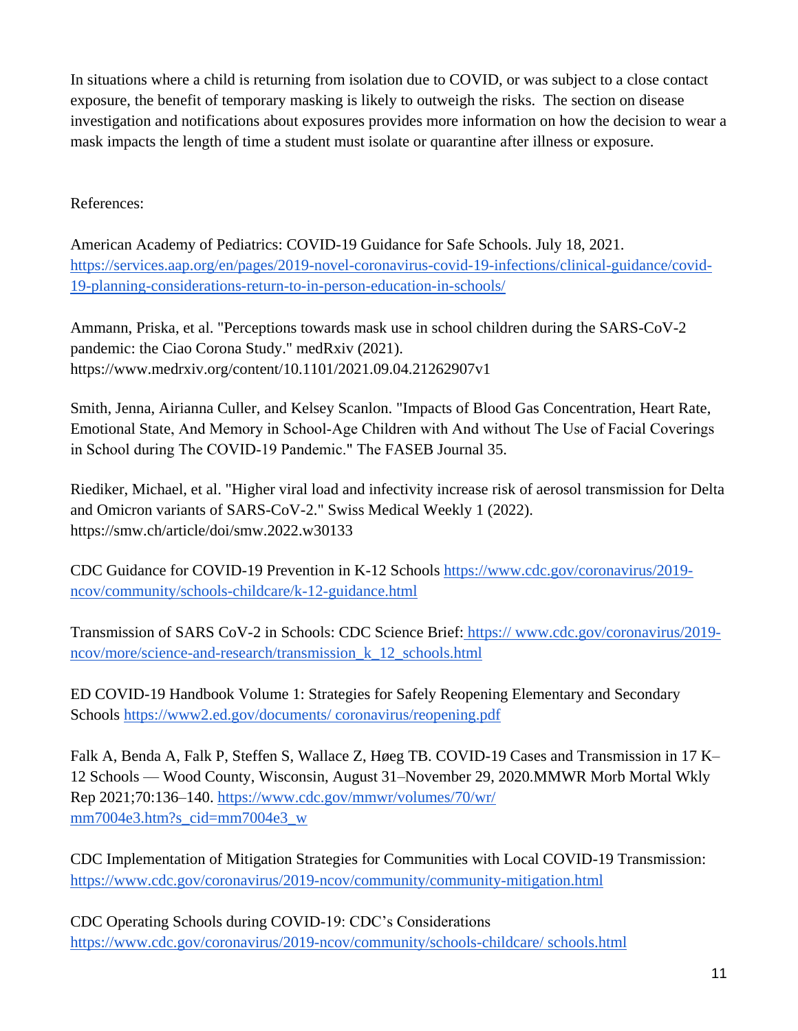In situations where a child is returning from isolation due to COVID, or was subject to a close contact exposure, the benefit of temporary masking is likely to outweigh the risks. The section on disease investigation and notifications about exposures provides more information on how the decision to wear a mask impacts the length of time a student must isolate or quarantine after illness or exposure.

References:

American Academy of Pediatrics: COVID-19 Guidance for Safe Schools. July 18, 2021. https://services.aap.org/en/pages/2019-novel-coronavirus-covid-19-infections/clinical-guidance/covid-19-planning-considerations-return-to-in-person-education-in-schools/

Ammann, Priska, et al. "Perceptions towards mask use in school children during the SARS-CoV-2 pandemic: the Ciao Corona Study." medRxiv (2021). https://www.medrxiv.org/content/10.1101/2021.09.04.21262907v1

Smith, Jenna, Airianna Culler, and Kelsey Scanlon. "Impacts of Blood Gas Concentration, Heart Rate, Emotional State, And Memory in School-Age Children with And without The Use of Facial Coverings in School during The COVID-19 Pandemic." The FASEB Journal 35.

Riediker, Michael, et al. "Higher viral load and infectivity increase risk of aerosol transmission for Delta and Omicron variants of SARS-CoV-2." Swiss Medical Weekly 1 (2022). https://smw.ch/article/doi/smw.2022.w30133

CDC Guidance for COVID-19 Prevention in K-12 Schools https://www.cdc.gov/coronavirus/2019-ncov/community/schools-childcare/k-12-guidance.html

Transmission of SARS CoV-2 in Schools: CDC Science Brief: https:// www.cdc.gov/coronavirus/2019-ncov/more/science-and-research/transmission_k_12_schools.html

ED COVID-19 Handbook Volume 1: Strategies for Safely Reopening Elementary and Secondary Schools https://www2.ed.gov/documents/ coronavirus/reopening.pdf

Falk A, Benda A, Falk P, Steffen S, Wallace Z, Høeg TB. COVID-19 Cases and Transmission in 17 K–12 Schools — Wood County, Wisconsin, August 31–November 29, 2020.MMWR Morb Mortal Wkly Rep 2021;70:136–140. https://www.cdc.gov/mmwr/volumes/70/wr/ mm7004e3.htm?s_cid=mm7004e3_w

CDC Implementation of Mitigation Strategies for Communities with Local COVID-19 Transmission: https://www.cdc.gov/coronavirus/2019-ncov/community/community-mitigation.html

CDC Operating Schools during COVID-19: CDC's Considerations https://www.cdc.gov/coronavirus/2019-ncov/community/schools-childcare/ schools.html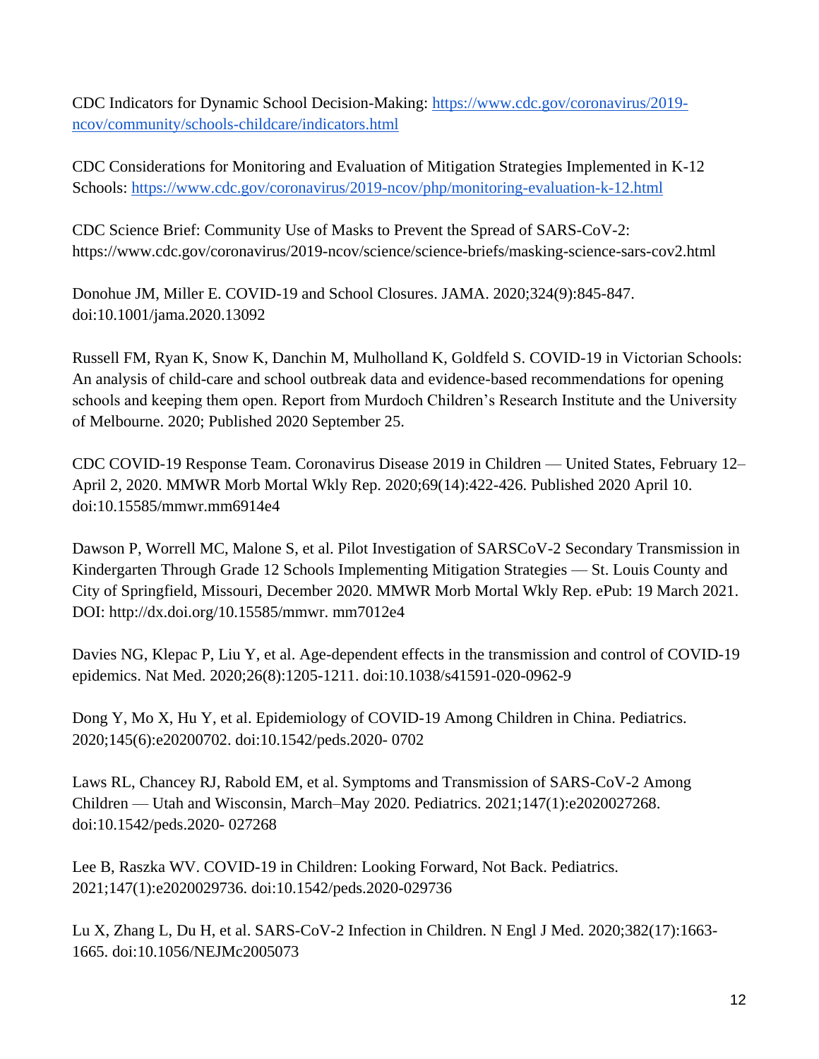CDC Indicators for Dynamic School Decision-Making: [https://www.cdc.gov/coronavirus/2019-ncov/community/schools-childcare/indicators.html](https://www.cdc.gov/coronavirus/2019-ncov/community/schools-childcare/indicators.html)

CDC Considerations for Monitoring and Evaluation of Mitigation Strategies Implemented in K-12 Schools: [https://www.cdc.gov/coronavirus/2019-ncov/php/monitoring-evaluation-k-12.html](https://www.cdc.gov/coronavirus/2019-ncov/php/monitoring-evaluation-k-12.html)

CDC Science Brief: Community Use of Masks to Prevent the Spread of SARS-CoV-2: https://www.cdc.gov/coronavirus/2019-ncov/science/science-briefs/masking-science-sars-cov2.html

Donohue JM, Miller E. COVID-19 and School Closures. JAMA. 2020;324(9):845-847. doi:10.1001/jama.2020.13092

Russell FM, Ryan K, Snow K, Danchin M, Mulholland K, Goldfeld S. COVID-19 in Victorian Schools: An analysis of child-care and school outbreak data and evidence-based recommendations for opening schools and keeping them open. Report from Murdoch Children's Research Institute and the University of Melbourne. 2020; Published 2020 September 25.

CDC COVID-19 Response Team. Coronavirus Disease 2019 in Children — United States, February 12–April 2, 2020. MMWR Morb Mortal Wkly Rep. 2020;69(14):422-426. Published 2020 April 10. doi:10.15585/mmwr.mm6914e4

Dawson P, Worrell MC, Malone S, et al. Pilot Investigation of SARSCoV-2 Secondary Transmission in Kindergarten Through Grade 12 Schools Implementing Mitigation Strategies — St. Louis County and City of Springfield, Missouri, December 2020. MMWR Morb Mortal Wkly Rep. ePub: 19 March 2021. DOI: http://dx.doi.org/10.15585/mmwr. mm7012e4

Davies NG, Klepac P, Liu Y, et al. Age-dependent effects in the transmission and control of COVID-19 epidemics. Nat Med. 2020;26(8):1205-1211. doi:10.1038/s41591-020-0962-9

Dong Y, Mo X, Hu Y, et al. Epidemiology of COVID-19 Among Children in China. Pediatrics. 2020;145(6):e20200702. doi:10.1542/peds.2020- 0702

Laws RL, Chancey RJ, Rabold EM, et al. Symptoms and Transmission of SARS-CoV-2 Among Children — Utah and Wisconsin, March–May 2020. Pediatrics. 2021;147(1):e2020027268. doi:10.1542/peds.2020- 027268

Lee B, Raszka WV. COVID-19 in Children: Looking Forward, Not Back. Pediatrics. 2021;147(1):e2020029736. doi:10.1542/peds.2020-029736

Lu X, Zhang L, Du H, et al. SARS-CoV-2 Infection in Children. N Engl J Med. 2020;382(17):1663-1665. doi:10.1056/NEJMc2005073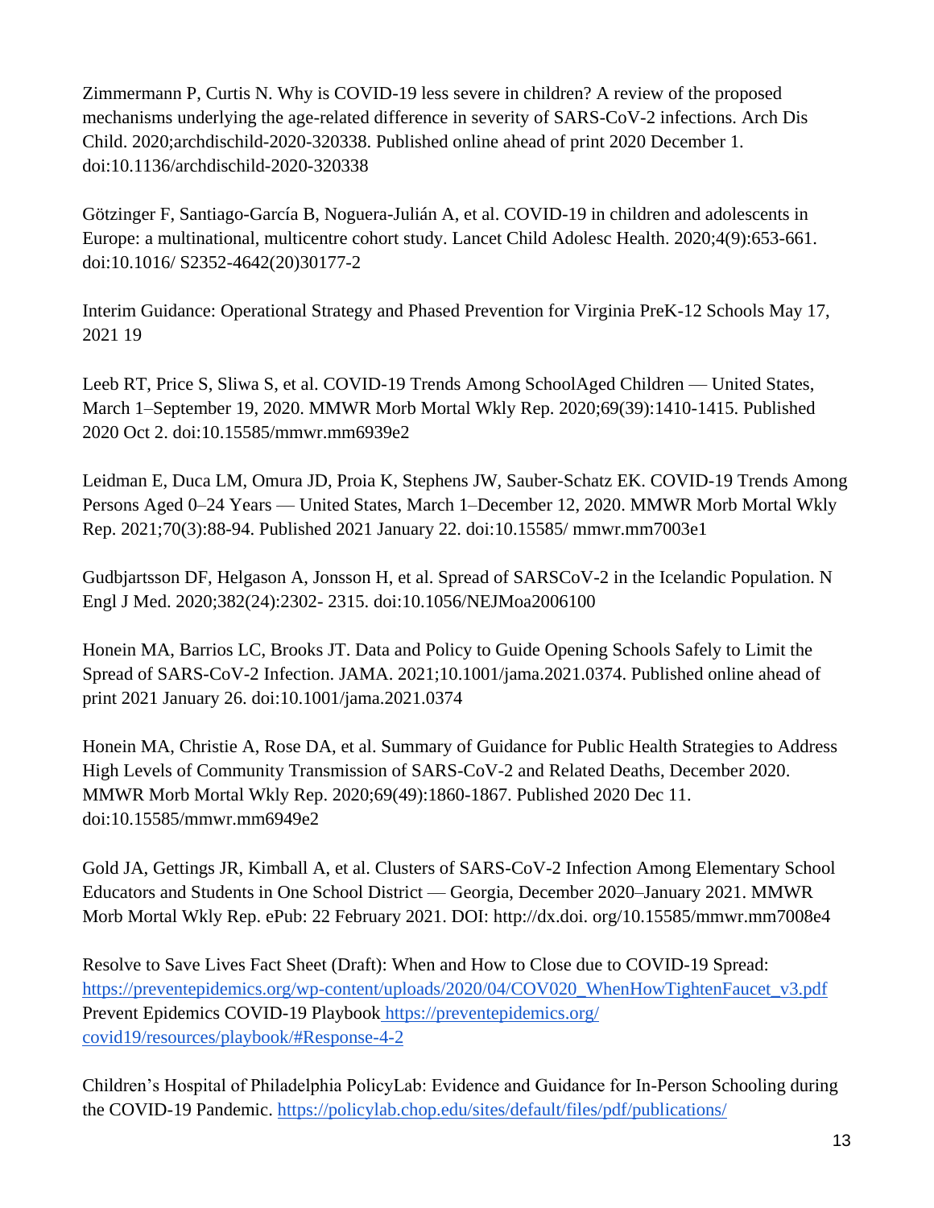Zimmermann P, Curtis N. Why is COVID-19 less severe in children? A review of the proposed mechanisms underlying the age-related difference in severity of SARS-CoV-2 infections. Arch Dis Child. 2020;archdischild-2020-320338. Published online ahead of print 2020 December 1. doi:10.1136/archdischild-2020-320338

Götzinger F, Santiago-García B, Noguera-Julián A, et al. COVID-19 in children and adolescents in Europe: a multinational, multicentre cohort study. Lancet Child Adolesc Health. 2020;4(9):653-661. doi:10.1016/ S2352-4642(20)30177-2

Interim Guidance: Operational Strategy and Phased Prevention for Virginia PreK-12 Schools May 17, 2021 19

Leeb RT, Price S, Sliwa S, et al. COVID-19 Trends Among SchoolAged Children — United States, March 1–September 19, 2020. MMWR Morb Mortal Wkly Rep. 2020;69(39):1410-1415. Published 2020 Oct 2. doi:10.15585/mmwr.mm6939e2

Leidman E, Duca LM, Omura JD, Proia K, Stephens JW, Sauber-Schatz EK. COVID-19 Trends Among Persons Aged 0–24 Years — United States, March 1–December 12, 2020. MMWR Morb Mortal Wkly Rep. 2021;70(3):88-94. Published 2021 January 22. doi:10.15585/ mmwr.mm7003e1

Gudbjartsson DF, Helgason A, Jonsson H, et al. Spread of SARSCoV-2 in the Icelandic Population. N Engl J Med. 2020;382(24):2302- 2315. doi:10.1056/NEJMoa2006100

Honein MA, Barrios LC, Brooks JT. Data and Policy to Guide Opening Schools Safely to Limit the Spread of SARS-CoV-2 Infection. JAMA. 2021;10.1001/jama.2021.0374. Published online ahead of print 2021 January 26. doi:10.1001/jama.2021.0374

Honein MA, Christie A, Rose DA, et al. Summary of Guidance for Public Health Strategies to Address High Levels of Community Transmission of SARS-CoV-2 and Related Deaths, December 2020. MMWR Morb Mortal Wkly Rep. 2020;69(49):1860-1867. Published 2020 Dec 11. doi:10.15585/mmwr.mm6949e2

Gold JA, Gettings JR, Kimball A, et al. Clusters of SARS-CoV-2 Infection Among Elementary School Educators and Students in One School District — Georgia, December 2020–January 2021. MMWR Morb Mortal Wkly Rep. ePub: 22 February 2021. DOI: http://dx.doi. org/10.15585/mmwr.mm7008e4

Resolve to Save Lives Fact Sheet (Draft): When and How to Close due to COVID-19 Spread: https://preventepidemics.org/wp-content/uploads/2020/04/COV020_WhenHowTightenFaucet_v3.pdf
Prevent Epidemics COVID-19 Playbook https://preventepidemics.org/ covid19/resources/playbook/#Response-4-2

Children's Hospital of Philadelphia PolicyLab: Evidence and Guidance for In-Person Schooling during the COVID-19 Pandemic. https://policylab.chop.edu/sites/default/files/pdf/publications/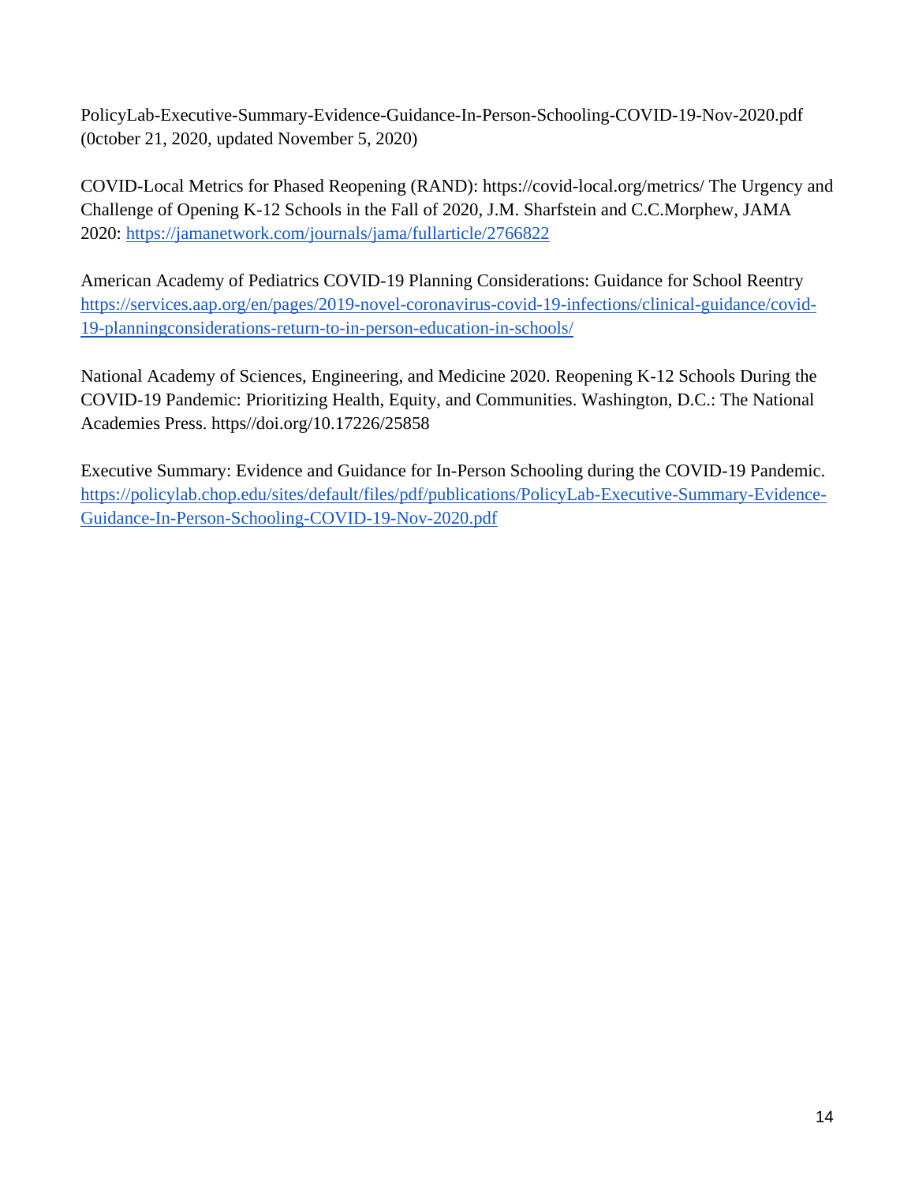PolicyLab-Executive-Summary-Evidence-Guidance-In-Person-Schooling-COVID-19-Nov-2020.pdf (0ctober 21, 2020, updated November 5, 2020)

COVID-Local Metrics for Phased Reopening (RAND): https://covid-local.org/metrics/ The Urgency and Challenge of Opening K-12 Schools in the Fall of 2020, J.M. Sharfstein and C.C.Morphew, JAMA 2020: https://jamanetwork.com/journals/jama/fullarticle/2766822

American Academy of Pediatrics COVID-19 Planning Considerations: Guidance for School Reentry https://services.aap.org/en/pages/2019-novel-coronavirus-covid-19-infections/clinical-guidance/covid-19-planningconsiderations-return-to-in-person-education-in-schools/

National Academy of Sciences, Engineering, and Medicine 2020. Reopening K-12 Schools During the COVID-19 Pandemic: Prioritizing Health, Equity, and Communities. Washington, D.C.: The National Academies Press. https//doi.org/10.17226/25858

Executive Summary: Evidence and Guidance for In-Person Schooling during the COVID-19 Pandemic. https://policylab.chop.edu/sites/default/files/pdf/publications/PolicyLab-Executive-Summary-Evidence-Guidance-In-Person-Schooling-COVID-19-Nov-2020.pdf